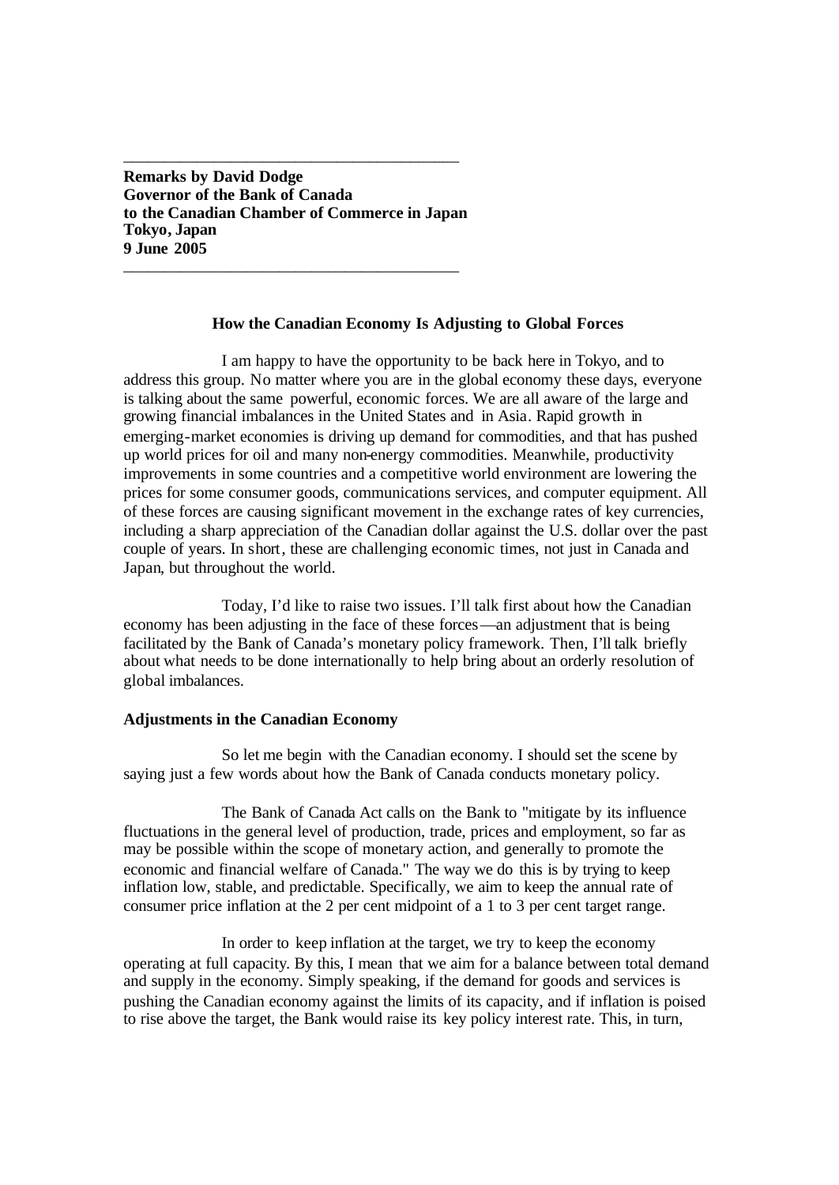**Remarks by David Dodge**
**Governor of the Bank of Canada**
**to the Canadian Chamber of Commerce in Japan**
**Tokyo, Japan**
**9 June 2005**

# How the Canadian Economy Is Adjusting to Global Forces

I am happy to have the opportunity to be back here in Tokyo, and to address this group. No matter where you are in the global economy these days, everyone is talking about the same powerful, economic forces. We are all aware of the large and growing financial imbalances in the United States and in Asia. Rapid growth in emerging-market economies is driving up demand for commodities, and that has pushed up world prices for oil and many non-energy commodities. Meanwhile, productivity improvements in some countries and a competitive world environment are lowering the prices for some consumer goods, communications services, and computer equipment. All of these forces are causing significant movement in the exchange rates of key currencies, including a sharp appreciation of the Canadian dollar against the U.S. dollar over the past couple of years. In short, these are challenging economic times, not just in Canada and Japan, but throughout the world.

Today, I'd like to raise two issues. I'll talk first about how the Canadian economy has been adjusting in the face of these forces—an adjustment that is being facilitated by the Bank of Canada's monetary policy framework. Then, I'll talk briefly about what needs to be done internationally to help bring about an orderly resolution of global imbalances.

## Adjustments in the Canadian Economy

So let me begin with the Canadian economy. I should set the scene by saying just a few words about how the Bank of Canada conducts monetary policy.

The Bank of Canada Act calls on the Bank to "mitigate by its influence fluctuations in the general level of production, trade, prices and employment, so far as may be possible within the scope of monetary action, and generally to promote the economic and financial welfare of Canada." The way we do this is by trying to keep inflation low, stable, and predictable. Specifically, we aim to keep the annual rate of consumer price inflation at the 2 per cent midpoint of a 1 to 3 per cent target range.

In order to keep inflation at the target, we try to keep the economy operating at full capacity. By this, I mean that we aim for a balance between total demand and supply in the economy. Simply speaking, if the demand for goods and services is pushing the Canadian economy against the limits of its capacity, and if inflation is poised to rise above the target, the Bank would raise its key policy interest rate. This, in turn,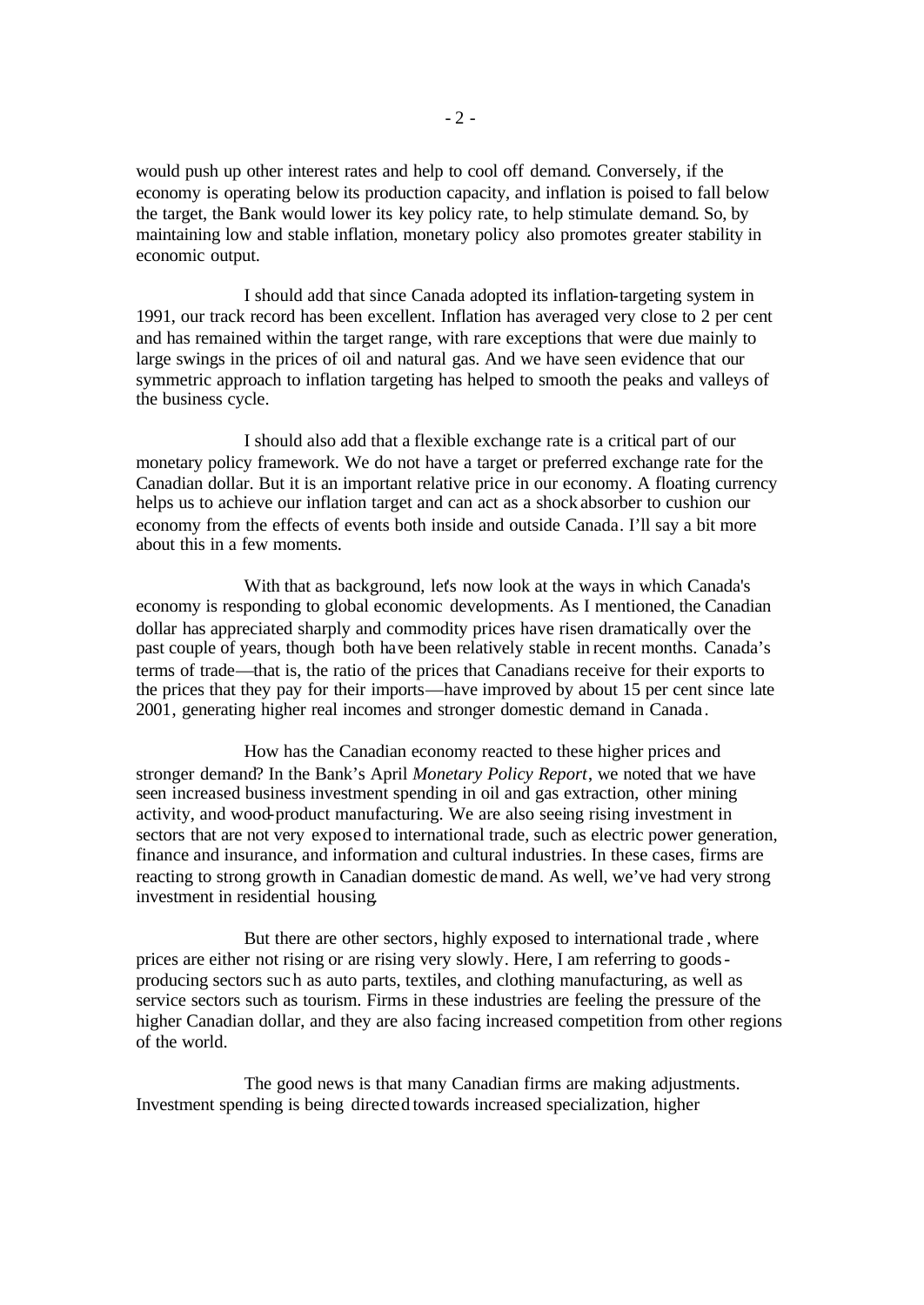would push up other interest rates and help to cool off demand. Conversely, if the economy is operating below its production capacity, and inflation is poised to fall below the target, the Bank would lower its key policy rate, to help stimulate demand. So, by maintaining low and stable inflation, monetary policy also promotes greater stability in economic output.

I should add that since Canada adopted its inflation-targeting system in 1991, our track record has been excellent. Inflation has averaged very close to 2 per cent and has remained within the target range, with rare exceptions that were due mainly to large swings in the prices of oil and natural gas. And we have seen evidence that our symmetric approach to inflation targeting has helped to smooth the peaks and valleys of the business cycle.

I should also add that a flexible exchange rate is a critical part of our monetary policy framework. We do not have a target or preferred exchange rate for the Canadian dollar. But it is an important relative price in our economy. A floating currency helps us to achieve our inflation target and can act as a shock absorber to cushion our economy from the effects of events both inside and outside Canada. I'll say a bit more about this in a few moments.

With that as background, let's now look at the ways in which Canada's economy is responding to global economic developments. As I mentioned, the Canadian dollar has appreciated sharply and commodity prices have risen dramatically over the past couple of years, though both have been relatively stable in recent months. Canada's terms of trade—that is, the ratio of the prices that Canadians receive for their exports to the prices that they pay for their imports—have improved by about 15 per cent since late 2001, generating higher real incomes and stronger domestic demand in Canada.

How has the Canadian economy reacted to these higher prices and stronger demand? In the Bank's April *Monetary Policy Report*, we noted that we have seen increased business investment spending in oil and gas extraction, other mining activity, and wood-product manufacturing. We are also seeing rising investment in sectors that are not very exposed to international trade, such as electric power generation, finance and insurance, and information and cultural industries. In these cases, firms are reacting to strong growth in Canadian domestic demand. As well, we've had very strong investment in residential housing.

But there are other sectors, highly exposed to international trade, where prices are either not rising or are rising very slowly. Here, I am referring to goods-producing sectors such as auto parts, textiles, and clothing manufacturing, as well as service sectors such as tourism. Firms in these industries are feeling the pressure of the higher Canadian dollar, and they are also facing increased competition from other regions of the world.

The good news is that many Canadian firms are making adjustments. Investment spending is being directed towards increased specialization, higher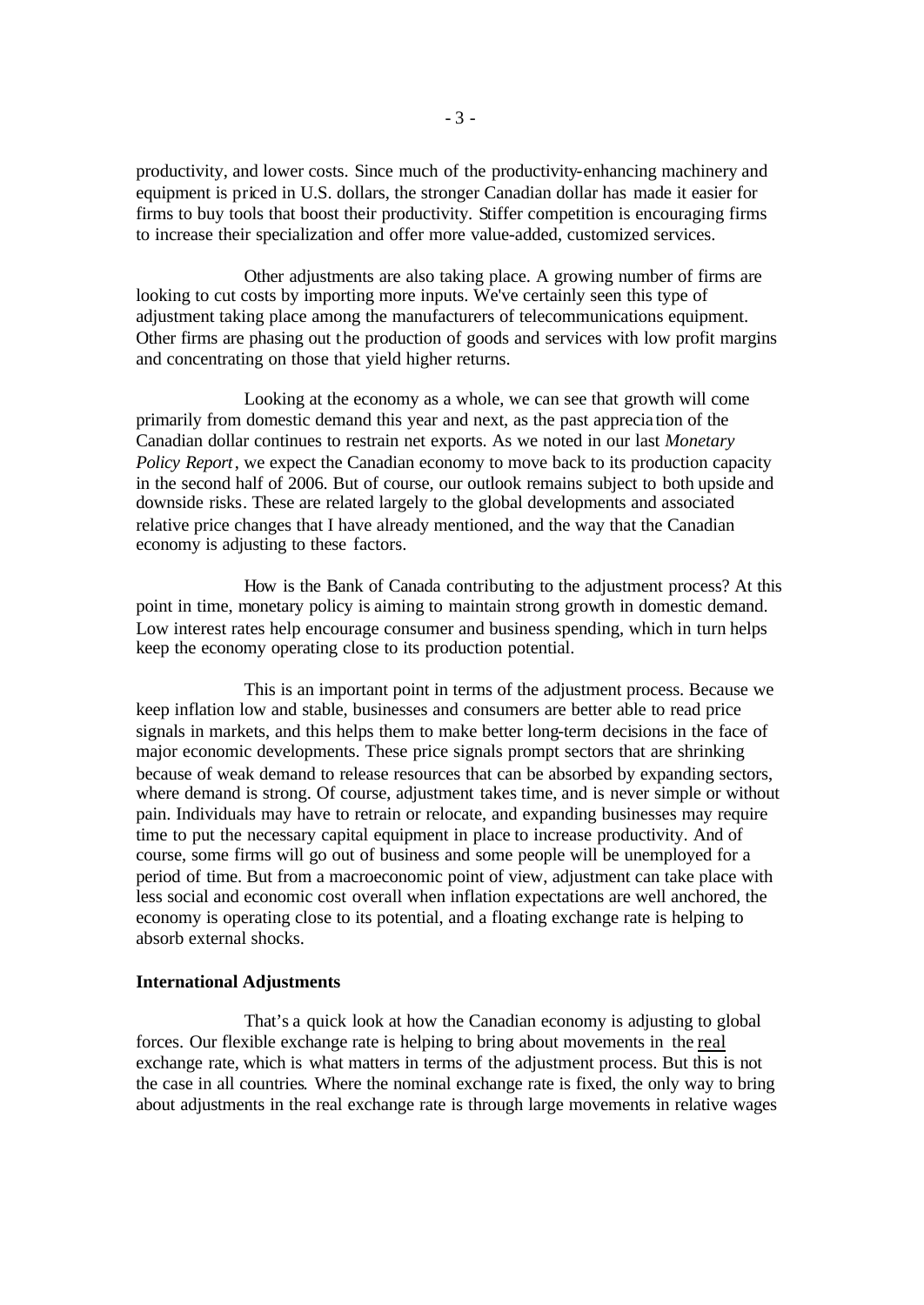productivity, and lower costs. Since much of the productivity-enhancing machinery and equipment is priced in U.S. dollars, the stronger Canadian dollar has made it easier for firms to buy tools that boost their productivity. Stiffer competition is encouraging firms to increase their specialization and offer more value-added, customized services.

Other adjustments are also taking place. A growing number of firms are looking to cut costs by importing more inputs. We've certainly seen this type of adjustment taking place among the manufacturers of telecommunications equipment. Other firms are phasing out the production of goods and services with low profit margins and concentrating on those that yield higher returns.

Looking at the economy as a whole, we can see that growth will come primarily from domestic demand this year and next, as the past appreciation of the Canadian dollar continues to restrain net exports. As we noted in our last *Monetary Policy Report*, we expect the Canadian economy to move back to its production capacity in the second half of 2006. But of course, our outlook remains subject to both upside and downside risks. These are related largely to the global developments and associated relative price changes that I have already mentioned, and the way that the Canadian economy is adjusting to these factors.

How is the Bank of Canada contributing to the adjustment process? At this point in time, monetary policy is aiming to maintain strong growth in domestic demand. Low interest rates help encourage consumer and business spending, which in turn helps keep the economy operating close to its production potential.

This is an important point in terms of the adjustment process. Because we keep inflation low and stable, businesses and consumers are better able to read price signals in markets, and this helps them to make better long-term decisions in the face of major economic developments. These price signals prompt sectors that are shrinking because of weak demand to release resources that can be absorbed by expanding sectors, where demand is strong. Of course, adjustment takes time, and is never simple or without pain. Individuals may have to retrain or relocate, and expanding businesses may require time to put the necessary capital equipment in place to increase productivity. And of course, some firms will go out of business and some people will be unemployed for a period of time. But from a macroeconomic point of view, adjustment can take place with less social and economic cost overall when inflation expectations are well anchored, the economy is operating close to its potential, and a floating exchange rate is helping to absorb external shocks.

**International Adjustments**

That's a quick look at how the Canadian economy is adjusting to global forces. Our flexible exchange rate is helping to bring about movements in the real exchange rate, which is what matters in terms of the adjustment process. But this is not the case in all countries. Where the nominal exchange rate is fixed, the only way to bring about adjustments in the real exchange rate is through large movements in relative wages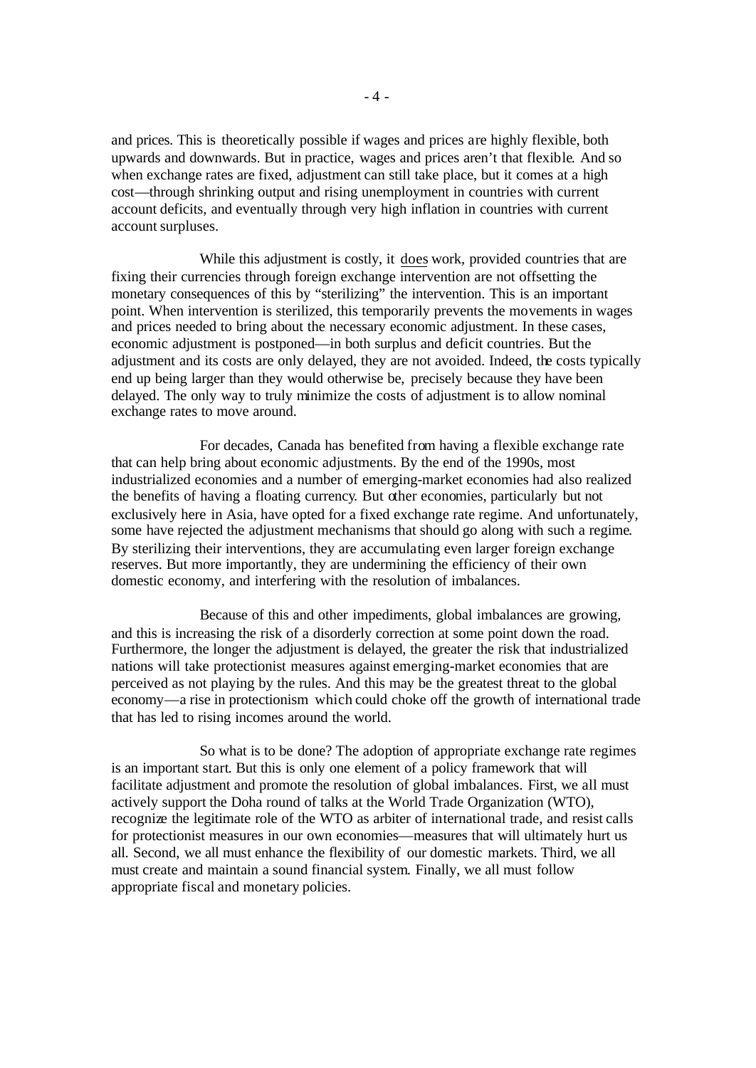and prices. This is theoretically possible if wages and prices are highly flexible, both upwards and downwards. But in practice, wages and prices aren't that flexible. And so when exchange rates are fixed, adjustment can still take place, but it comes at a high cost—through shrinking output and rising unemployment in countries with current account deficits, and eventually through very high inflation in countries with current account surpluses.

While this adjustment is costly, it does work, provided countries that are fixing their currencies through foreign exchange intervention are not offsetting the monetary consequences of this by "sterilizing" the intervention. This is an important point. When intervention is sterilized, this temporarily prevents the movements in wages and prices needed to bring about the necessary economic adjustment. In these cases, economic adjustment is postponed—in both surplus and deficit countries. But the adjustment and its costs are only delayed, they are not avoided. Indeed, the costs typically end up being larger than they would otherwise be, precisely because they have been delayed. The only way to truly minimize the costs of adjustment is to allow nominal exchange rates to move around.

For decades, Canada has benefited from having a flexible exchange rate that can help bring about economic adjustments. By the end of the 1990s, most industrialized economies and a number of emerging-market economies had also realized the benefits of having a floating currency. But other economies, particularly but not exclusively here in Asia, have opted for a fixed exchange rate regime. And unfortunately, some have rejected the adjustment mechanisms that should go along with such a regime. By sterilizing their interventions, they are accumulating even larger foreign exchange reserves. But more importantly, they are undermining the efficiency of their own domestic economy, and interfering with the resolution of imbalances.

Because of this and other impediments, global imbalances are growing, and this is increasing the risk of a disorderly correction at some point down the road. Furthermore, the longer the adjustment is delayed, the greater the risk that industrialized nations will take protectionist measures against emerging-market economies that are perceived as not playing by the rules. And this may be the greatest threat to the global economy—a rise in protectionism which could choke off the growth of international trade that has led to rising incomes around the world.

So what is to be done? The adoption of appropriate exchange rate regimes is an important start. But this is only one element of a policy framework that will facilitate adjustment and promote the resolution of global imbalances. First, we all must actively support the Doha round of talks at the World Trade Organization (WTO), recognize the legitimate role of the WTO as arbiter of international trade, and resist calls for protectionist measures in our own economies—measures that will ultimately hurt us all. Second, we all must enhance the flexibility of our domestic markets. Third, we all must create and maintain a sound financial system. Finally, we all must follow appropriate fiscal and monetary policies.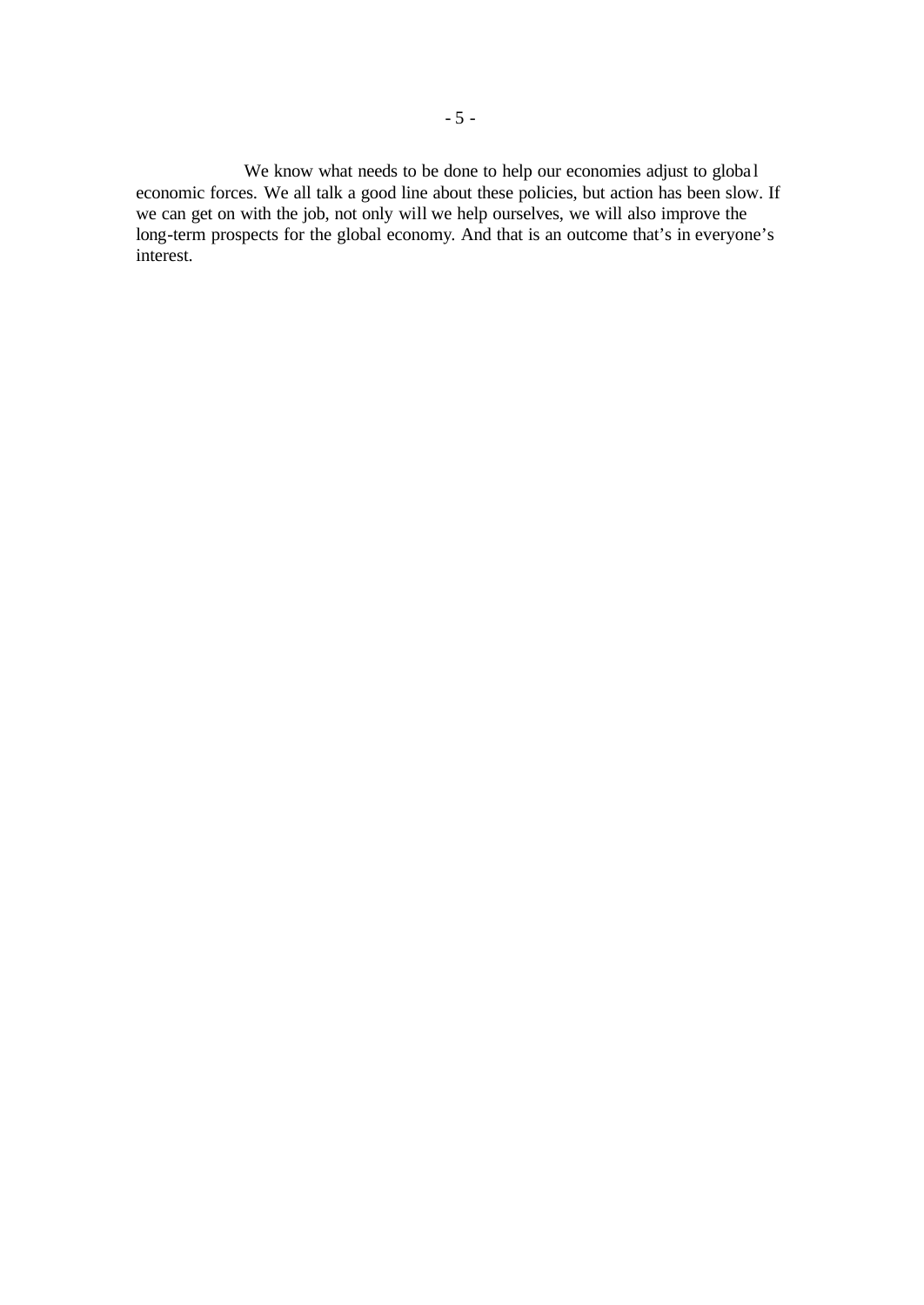We know what needs to be done to help our economies adjust to global economic forces. We all talk a good line about these policies, but action has been slow. If we can get on with the job, not only will we help ourselves, we will also improve the long-term prospects for the global economy. And that is an outcome that's in everyone's interest.